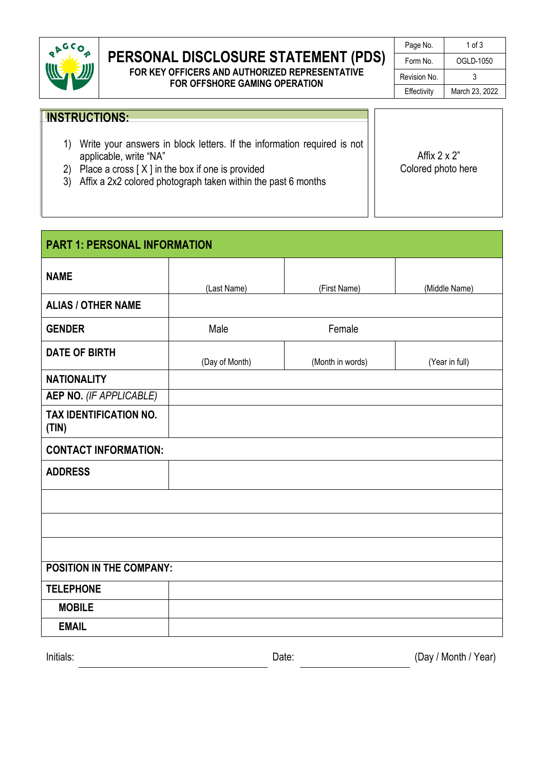# PERSONAL DISCLOSURE STATEMENT (PDS)

**FOR KEY OFFICERS AND AUTHORIZED REPRESENTATIVE FOR OFFSHORE GAMING OPERATION**

| Page No. | 1 of 3 |
|---|---|
| Form No. | OGLD-1050 |
| Revision No. | 3 |
| Effectivity | March 23, 2022 |

## INSTRUCTIONS:

1) Write your answers in block letters. If the information required is not applicable, write "NA"
2) Place a cross [ X ] in the box if one is provided
3) Affix a 2x2 colored photograph taken within the past 6 months

Affix 2 x 2" Colored photo here

## PART 1: PERSONAL INFORMATION

| | | | |
|---|---|---|---|
| **NAME** | (Last Name) | (First Name) | (Middle Name) |
| **ALIAS / OTHER NAME** | | | |
| **GENDER** | Male | Female | |
| **DATE OF BIRTH** | (Day of Month) | (Month in words) | (Year in full) |
| **NATIONALITY** | | | |
| **AEP NO.** *(IF APPLICABLE)* | | | |
| **TAX IDENTIFICATION NO. (TIN)** | | | |
| **CONTACT INFORMATION:** | | | |
| **ADDRESS** | | | |
| | | | |
| | | | |
| | | | |
| **POSITION IN THE COMPANY:** | | | |
| **TELEPHONE** | | | |
| **MOBILE** | | | |
| **EMAIL** | | | |

Initials: ____________________ Date: ____________ (Day / Month / Year)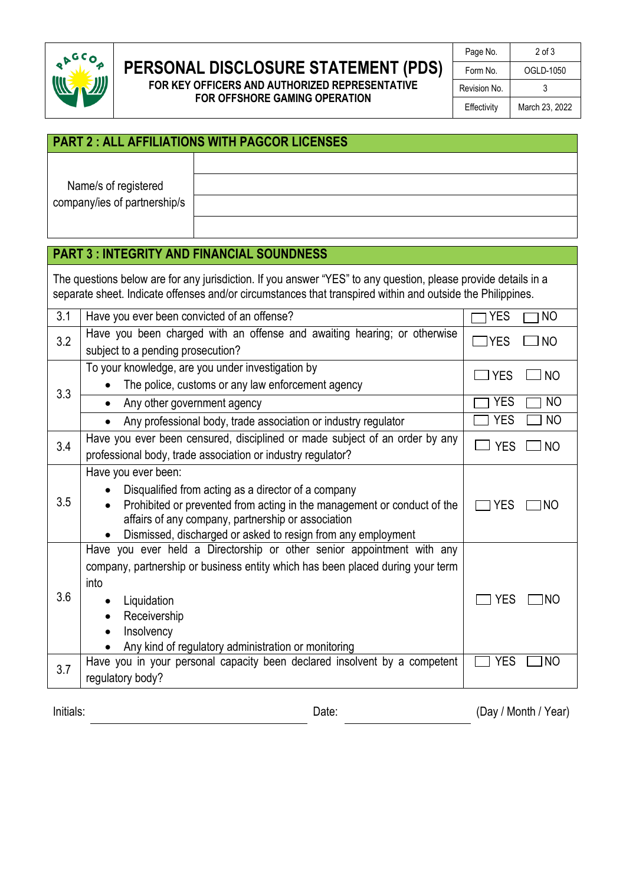## PART 2 : ALL AFFILIATIONS WITH PAGCOR LICENSES

| Name/s of registered company/ies of partnership/s | |
|---|---|
| | |
| | |
| | |

## PART 3 : INTEGRITY AND FINANCIAL SOUNDNESS

The questions below are for any jurisdiction. If you answer "YES" to any question, please provide details in a separate sheet. Indicate offenses and/or circumstances that transpired within and outside the Philippines.

| No. | Question | Answer |
|---|---|---|
| 3.1 | Have you ever been convicted of an offense? | ☐ YES ☐ NO |
| 3.2 | Have you been charged with an offense and awaiting hearing; or otherwise subject to a pending prosecution? | ☐ YES ☐ NO |
| 3.3 | To your knowledge, are you under investigation by<br>• The police, customs or any law enforcement agency | ☐ YES ☐ NO |
| | • Any other government agency | ☐ YES ☐ NO |
| | • Any professional body, trade association or industry regulator | ☐ YES ☐ NO |
| 3.4 | Have you ever been censured, disciplined or made subject of an order by any professional body, trade association or industry regulator? | ☐ YES ☐ NO |
| 3.5 | Have you ever been:<br>• Disqualified from acting as a director of a company<br>• Prohibited or prevented from acting in the management or conduct of the affairs of any company, partnership or association<br>• Dismissed, discharged or asked to resign from any employment | ☐ YES ☐ NO |
| 3.6 | Have you ever held a Directorship or other senior appointment with any company, partnership or business entity which has been placed during your term into<br>• Liquidation<br>• Receivership<br>• Insolvency<br>• Any kind of regulatory administration or monitoring | ☐ YES ☐ NO |
| 3.7 | Have you in your personal capacity been declared insolvent by a competent regulatory body? | ☐ YES ☐ NO |

Initials: ______________________ Date: ______________ (Day / Month / Year)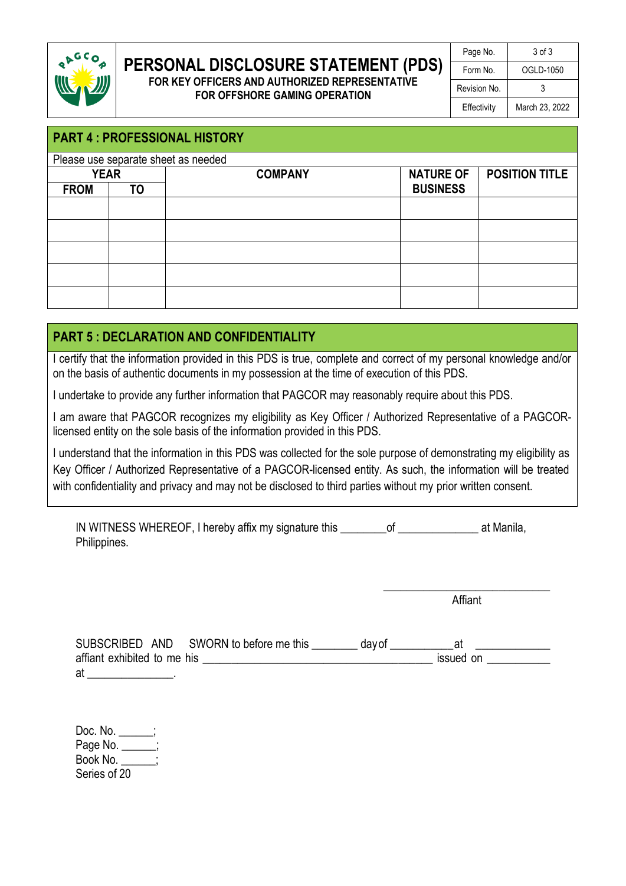# PERSONAL DISCLOSURE STATEMENT (PDS)
**FOR KEY OFFICERS AND AUTHORIZED REPRESENTATIVE FOR OFFSHORE GAMING OPERATION**

| | |
|---|---|
| Page No. | 3 of 3 |
| Form No. | OGLD-1050 |
| Revision No. | 3 |
| Effectivity | March 23, 2022 |

## PART 4 : PROFESSIONAL HISTORY

Please use separate sheet as needed

| YEAR | | COMPANY | NATURE OF BUSINESS | POSITION TITLE |
|---|---|---|---|---|
| FROM | TO | | | |
| | | | | |
| | | | | |
| | | | | |
| | | | | |
| | | | | |

## PART 5 : DECLARATION AND CONFIDENTIALITY

I certify that the information provided in this PDS is true, complete and correct of my personal knowledge and/or on the basis of authentic documents in my possession at the time of execution of this PDS.

I undertake to provide any further information that PAGCOR may reasonably require about this PDS.

I am aware that PAGCOR recognizes my eligibility as Key Officer / Authorized Representative of a PAGCOR-licensed entity on the sole basis of the information provided in this PDS.

I understand that the information in this PDS was collected for the sole purpose of demonstrating my eligibility as Key Officer / Authorized Representative of a PAGCOR-licensed entity. As such, the information will be treated with confidentiality and privacy and may not be disclosed to third parties without my prior written consent.

IN WITNESS WHEREOF, I hereby affix my signature this ________of ______________ at Manila, Philippines.

_____________________________
Affiant

SUBSCRIBED AND SWORN to before me this ________ day of ___________at _____________ affiant exhibited to me his ________________________________________ issued on ___________ at _______________.

Doc. No. ______;
Page No. ______;
Book No. ______;
Series of 20